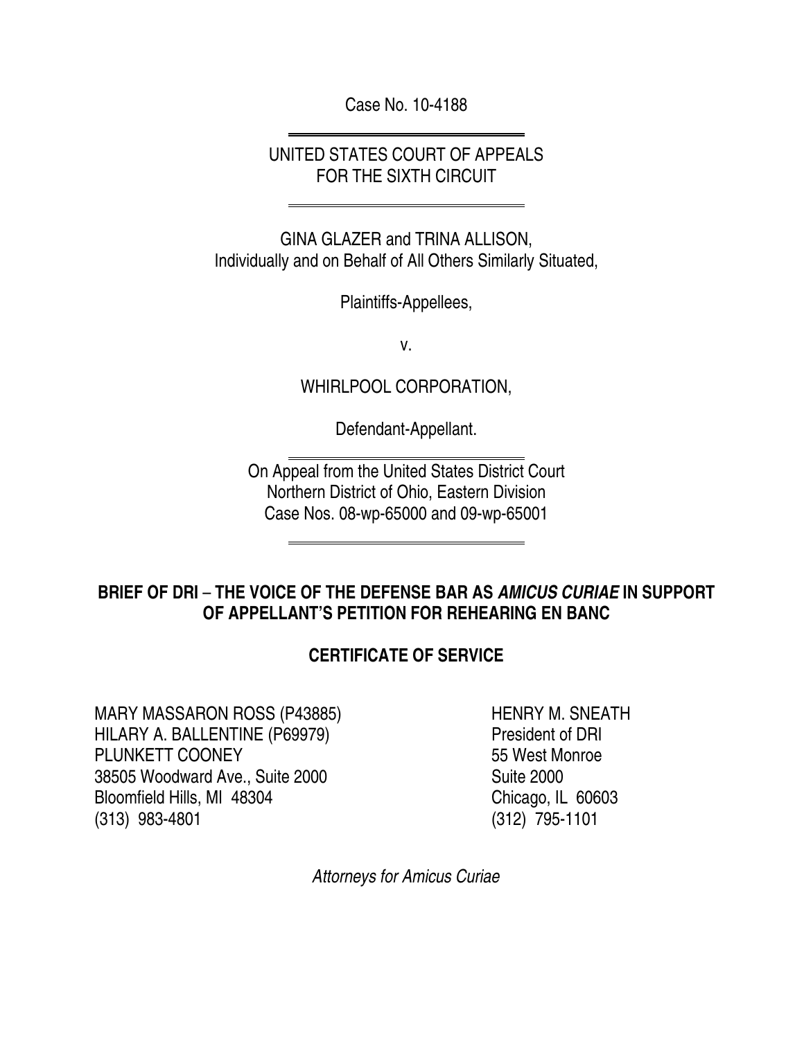Case No. 10-4188

UNITED STATES COURT OF APPEALS
FOR THE SIXTH CIRCUIT

GINA GLAZER and TRINA ALLISON,
Individually and on Behalf of All Others Similarly Situated,

Plaintiffs-Appellees,

v.

WHIRLPOOL CORPORATION,

Defendant-Appellant.

On Appeal from the United States District Court
Northern District of Ohio, Eastern Division
Case Nos. 08-wp-65000 and 09-wp-65001

**BRIEF OF DRI – THE VOICE OF THE DEFENSE BAR AS *AMICUS CURIAE* IN SUPPORT OF APPELLANT'S PETITION FOR REHEARING EN BANC**

**CERTIFICATE OF SERVICE**

MARY MASSARON ROSS (P43885)
HILARY A. BALLENTINE (P69979)
PLUNKETT COONEY
38505 Woodward Ave., Suite 2000
Bloomfield Hills, MI 48304
(313) 983-4801

HENRY M. SNEATH
President of DRI
55 West Monroe
Suite 2000
Chicago, IL 60603
(312) 795-1101

*Attorneys for Amicus Curiae*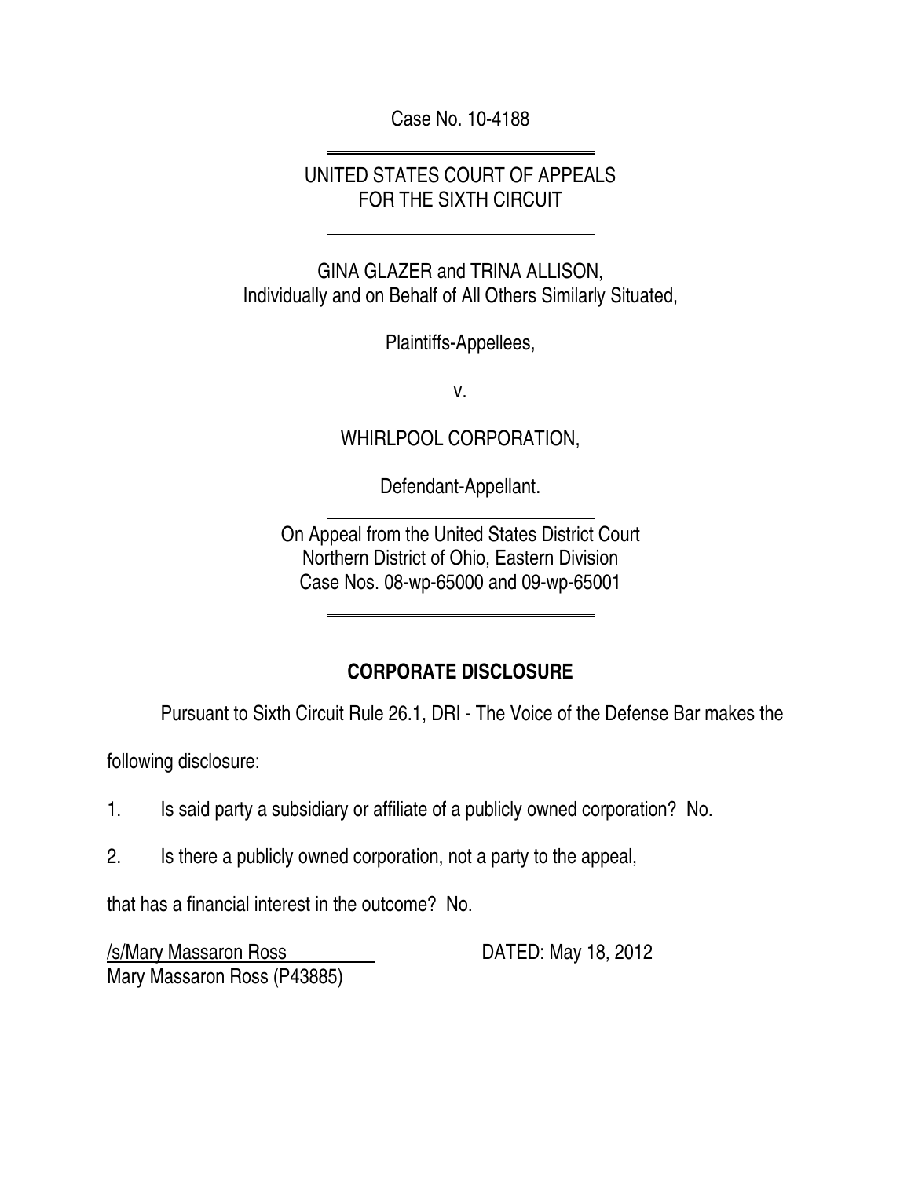Case No. 10-4188

UNITED STATES COURT OF APPEALS
FOR THE SIXTH CIRCUIT

GINA GLAZER and TRINA ALLISON,
Individually and on Behalf of All Others Similarly Situated,

Plaintiffs-Appellees,

v.

WHIRLPOOL CORPORATION,

Defendant-Appellant.

On Appeal from the United States District Court
Northern District of Ohio, Eastern Division
Case Nos. 08-wp-65000 and 09-wp-65001

## CORPORATE DISCLOSURE

Pursuant to Sixth Circuit Rule 26.1, DRI - The Voice of the Defense Bar makes the following disclosure:

1. Is said party a subsidiary or affiliate of a publicly owned corporation? No.

2. Is there a publicly owned corporation, not a party to the appeal, that has a financial interest in the outcome? No.

/s/Mary Massaron Ross
Mary Massaron Ross (P43885)

DATED: May 18, 2012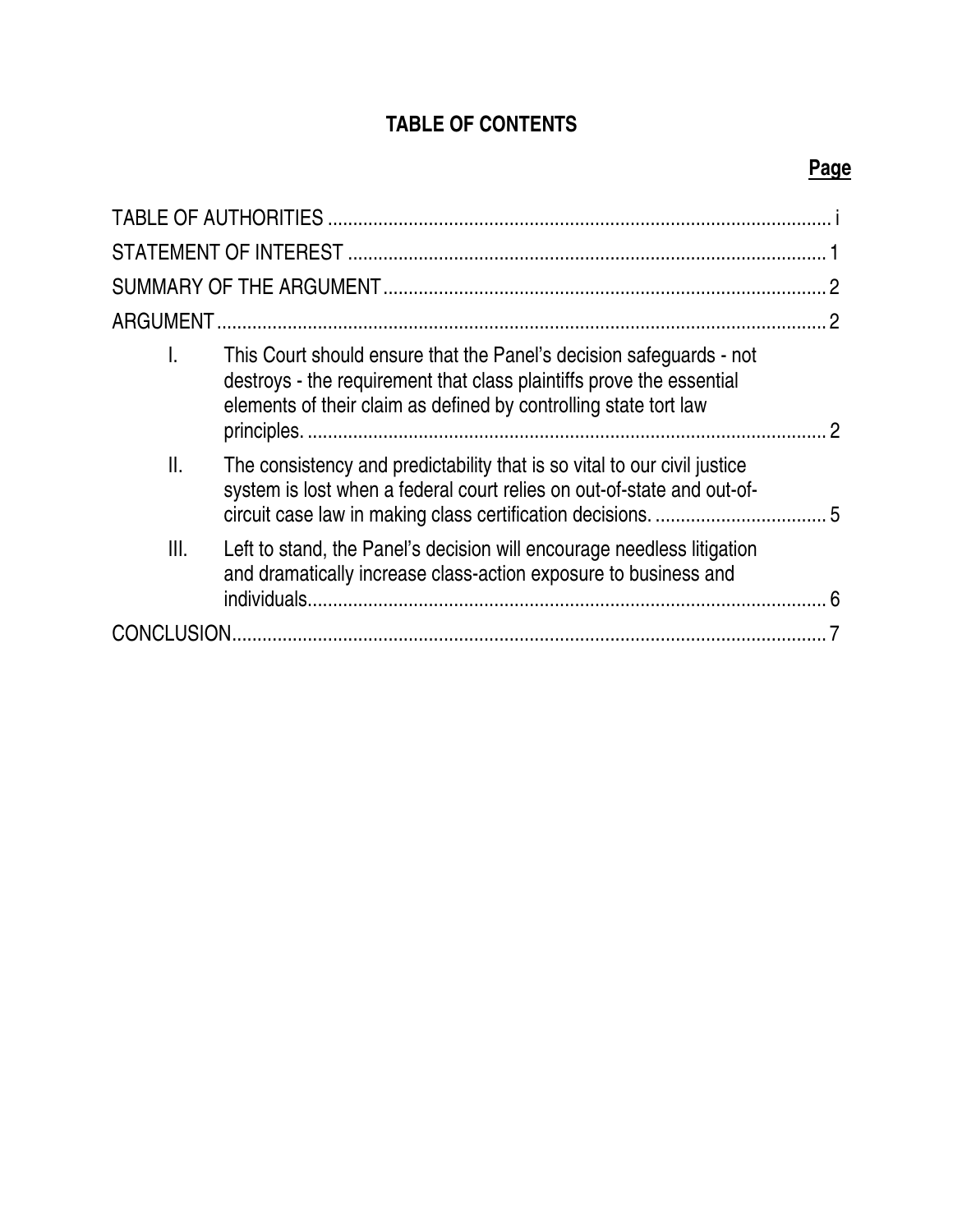# TABLE OF CONTENTS

| | | Page |
|---|---|---|
| TABLE OF AUTHORITIES | | i |
| STATEMENT OF INTEREST | | 1 |
| SUMMARY OF THE ARGUMENT | | 2 |
| ARGUMENT | | 2 |
| I. | This Court should ensure that the Panel's decision safeguards - not destroys - the requirement that class plaintiffs prove the essential elements of their claim as defined by controlling state tort law principles. | 2 |
| II. | The consistency and predictability that is so vital to our civil justice system is lost when a federal court relies on out-of-state and out-of-circuit case law in making class certification decisions. | 5 |
| III. | Left to stand, the Panel's decision will encourage needless litigation and dramatically increase class-action exposure to business and individuals. | 6 |
| CONCLUSION | | 7 |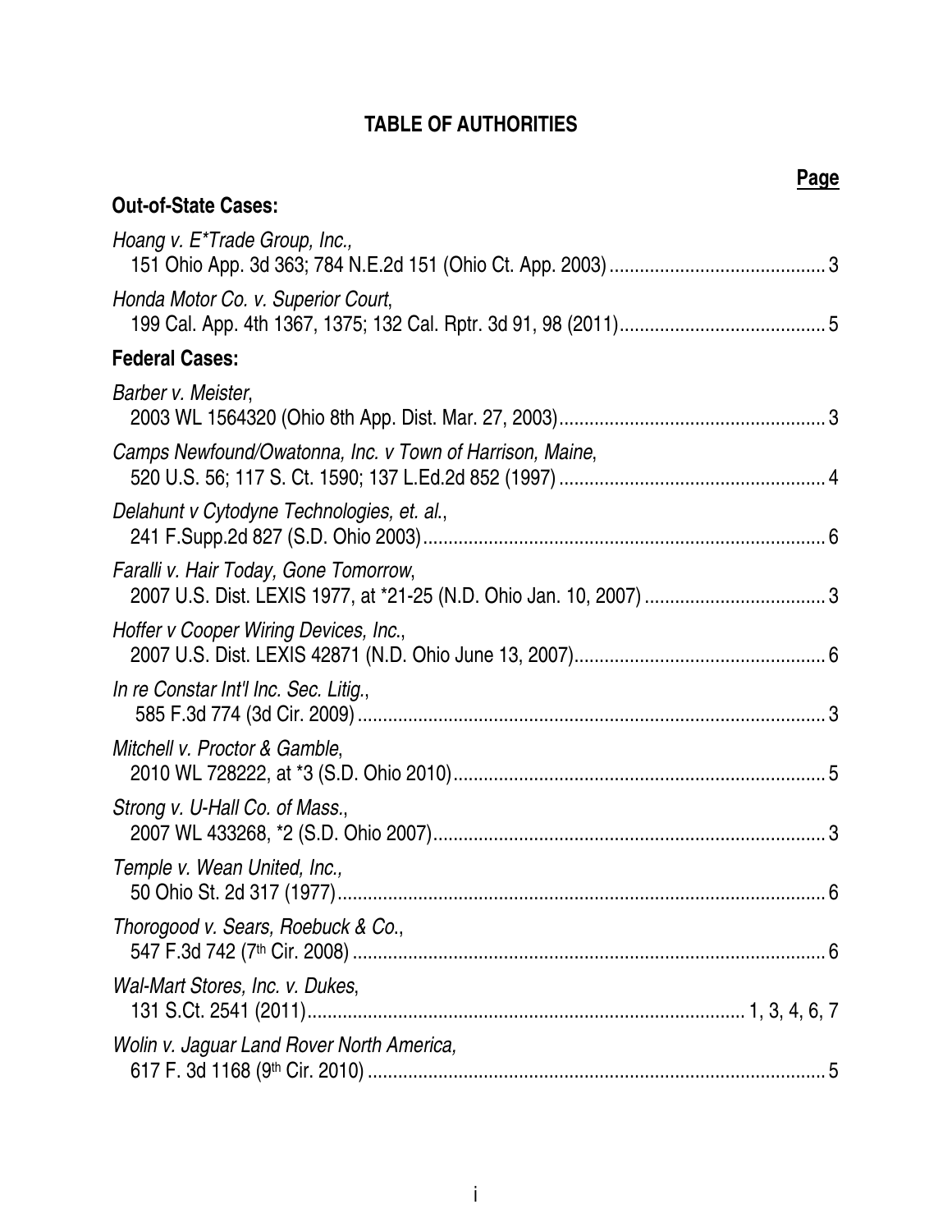# TABLE OF AUTHORITIES

**Page**

**Out-of-State Cases:**

*Hoang v. E*Trade Group, Inc.*,
151 Ohio App. 3d 363; 784 N.E.2d 151 (Ohio Ct. App. 2003) .......... 3

*Honda Motor Co. v. Superior Court*,
199 Cal. App. 4th 1367, 1375; 132 Cal. Rptr. 3d 91, 98 (2011) .......... 5

**Federal Cases:**

*Barber v. Meister*,
2003 WL 1564320 (Ohio 8th App. Dist. Mar. 27, 2003) .......... 3

*Camps Newfound/Owatonna, Inc. v Town of Harrison, Maine*,
520 U.S. 56; 117 S. Ct. 1590; 137 L.Ed.2d 852 (1997) .......... 4

*Delahunt v Cytodyne Technologies, et. al.*,
241 F.Supp.2d 827 (S.D. Ohio 2003) .......... 6

*Faralli v. Hair Today, Gone Tomorrow*,
2007 U.S. Dist. LEXIS 1977, at *21-25 (N.D. Ohio Jan. 10, 2007) .......... 3

*Hoffer v Cooper Wiring Devices, Inc.*,
2007 U.S. Dist. LEXIS 42871 (N.D. Ohio June 13, 2007) .......... 6

*In re Constar Int'l Inc. Sec. Litig.*,
585 F.3d 774 (3d Cir. 2009) .......... 3

*Mitchell v. Proctor & Gamble*,
2010 WL 728222, at *3 (S.D. Ohio 2010) .......... 5

*Strong v. U-Hall Co. of Mass.*,
2007 WL 433268, *2 (S.D. Ohio 2007) .......... 3

*Temple v. Wean United, Inc.*,
50 Ohio St. 2d 317 (1977) .......... 6

*Thorogood v. Sears, Roebuck & Co.*,
547 F.3d 742 (7th Cir. 2008) .......... 6

*Wal-Mart Stores, Inc. v. Dukes*,
131 S.Ct. 2541 (2011) .......... 1, 3, 4, 6, 7

*Wolin v. Jaguar Land Rover North America*,
617 F. 3d 1168 (9th Cir. 2010) .......... 5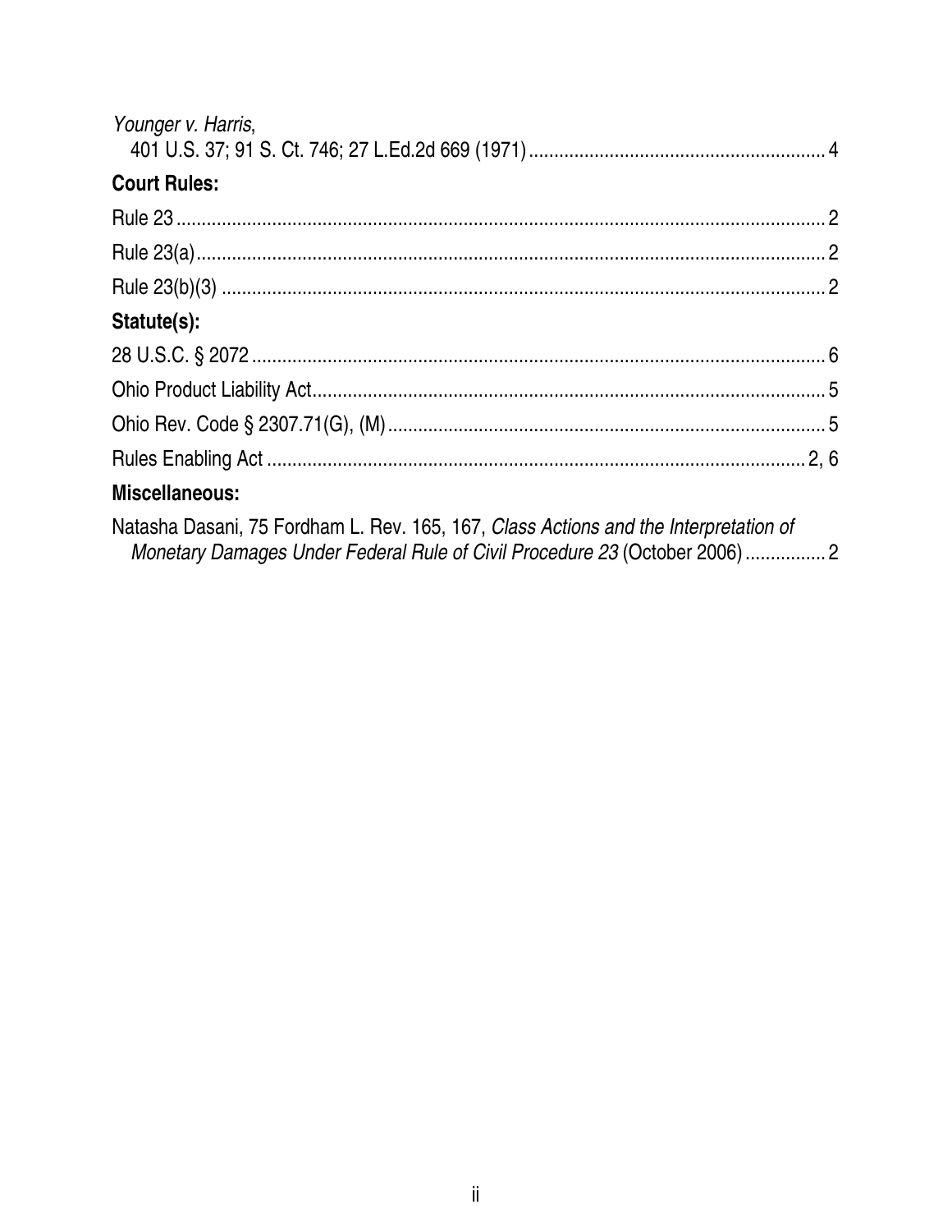*Younger v. Harris*,
401 U.S. 37; 91 S. Ct. 746; 27 L.Ed.2d 669 (1971) .......... 4

**Court Rules:**

Rule 23 .......... 2

Rule 23(a) .......... 2

Rule 23(b)(3) .......... 2

**Statute(s):**

28 U.S.C. § 2072 .......... 6

Ohio Product Liability Act .......... 5

Ohio Rev. Code § 2307.71(G), (M) .......... 5

Rules Enabling Act .......... 2, 6

**Miscellaneous:**

Natasha Dasani, 75 Fordham L. Rev. 165, 167, *Class Actions and the Interpretation of Monetary Damages Under Federal Rule of Civil Procedure 23* (October 2006) .......... 2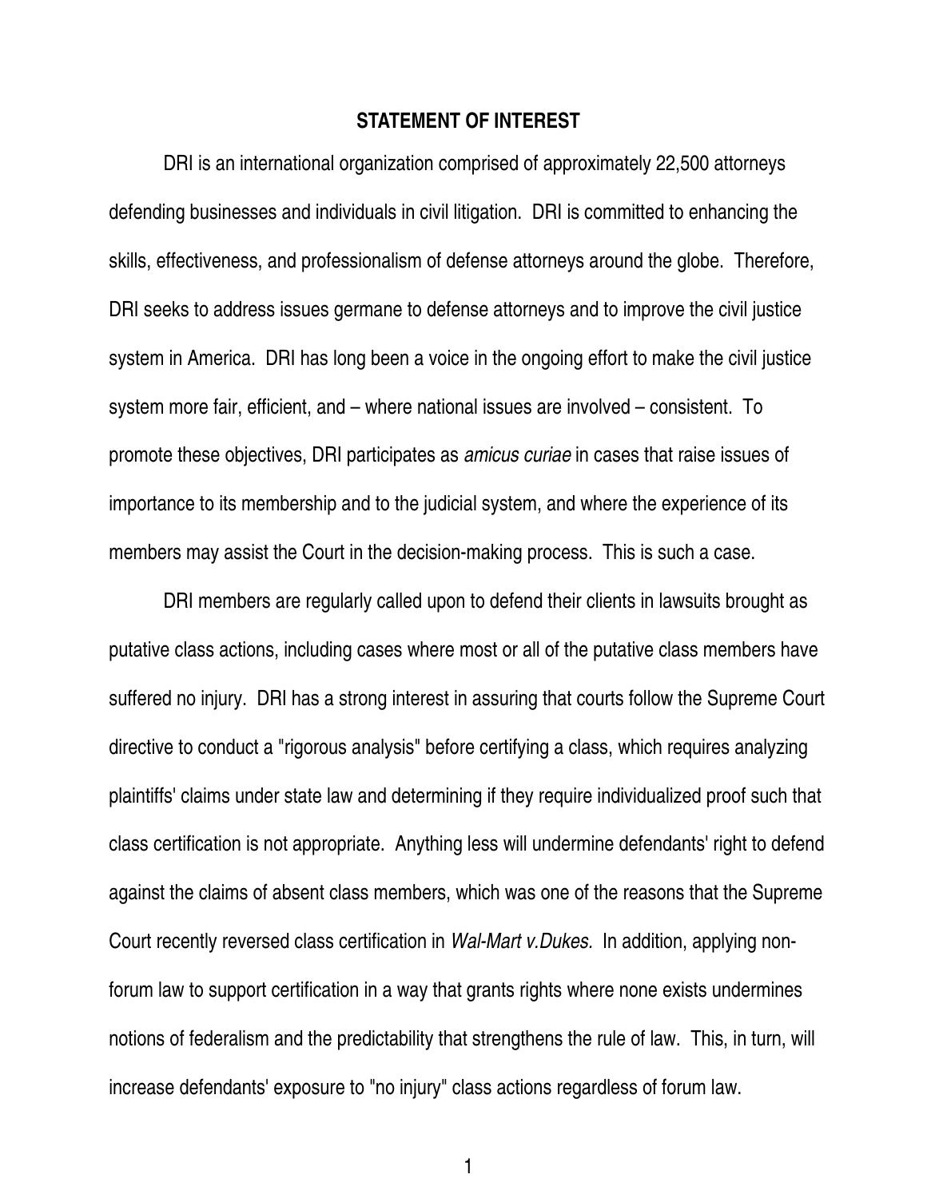## STATEMENT OF INTEREST

DRI is an international organization comprised of approximately 22,500 attorneys defending businesses and individuals in civil litigation. DRI is committed to enhancing the skills, effectiveness, and professionalism of defense attorneys around the globe. Therefore, DRI seeks to address issues germane to defense attorneys and to improve the civil justice system in America. DRI has long been a voice in the ongoing effort to make the civil justice system more fair, efficient, and – where national issues are involved – consistent. To promote these objectives, DRI participates as *amicus curiae* in cases that raise issues of importance to its membership and to the judicial system, and where the experience of its members may assist the Court in the decision-making process. This is such a case.

DRI members are regularly called upon to defend their clients in lawsuits brought as putative class actions, including cases where most or all of the putative class members have suffered no injury. DRI has a strong interest in assuring that courts follow the Supreme Court directive to conduct a "rigorous analysis" before certifying a class, which requires analyzing plaintiffs' claims under state law and determining if they require individualized proof such that class certification is not appropriate. Anything less will undermine defendants' right to defend against the claims of absent class members, which was one of the reasons that the Supreme Court recently reversed class certification in *Wal-Mart v.Dukes.* In addition, applying non-forum law to support certification in a way that grants rights where none exists undermines notions of federalism and the predictability that strengthens the rule of law. This, in turn, will increase defendants' exposure to "no injury" class actions regardless of forum law.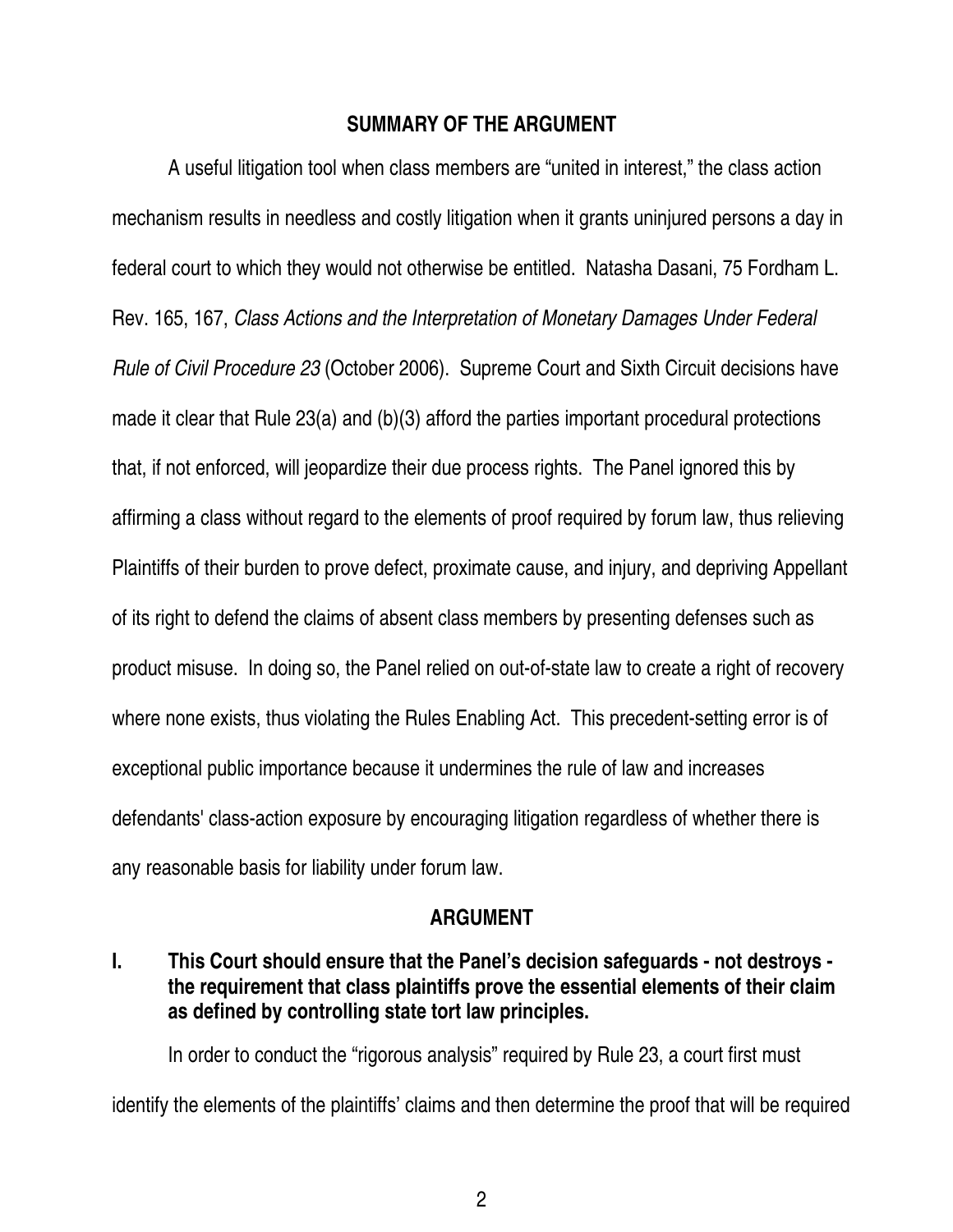## SUMMARY OF THE ARGUMENT

A useful litigation tool when class members are "united in interest," the class action mechanism results in needless and costly litigation when it grants uninjured persons a day in federal court to which they would not otherwise be entitled. Natasha Dasani, 75 Fordham L. Rev. 165, 167, *Class Actions and the Interpretation of Monetary Damages Under Federal Rule of Civil Procedure 23* (October 2006). Supreme Court and Sixth Circuit decisions have made it clear that Rule 23(a) and (b)(3) afford the parties important procedural protections that, if not enforced, will jeopardize their due process rights. The Panel ignored this by affirming a class without regard to the elements of proof required by forum law, thus relieving Plaintiffs of their burden to prove defect, proximate cause, and injury, and depriving Appellant of its right to defend the claims of absent class members by presenting defenses such as product misuse. In doing so, the Panel relied on out-of-state law to create a right of recovery where none exists, thus violating the Rules Enabling Act. This precedent-setting error is of exceptional public importance because it undermines the rule of law and increases defendants' class-action exposure by encouraging litigation regardless of whether there is any reasonable basis for liability under forum law.

## ARGUMENT

### I. This Court should ensure that the Panel's decision safeguards - not destroys - the requirement that class plaintiffs prove the essential elements of their claim as defined by controlling state tort law principles.

In order to conduct the "rigorous analysis" required by Rule 23, a court first must identify the elements of the plaintiffs' claims and then determine the proof that will be required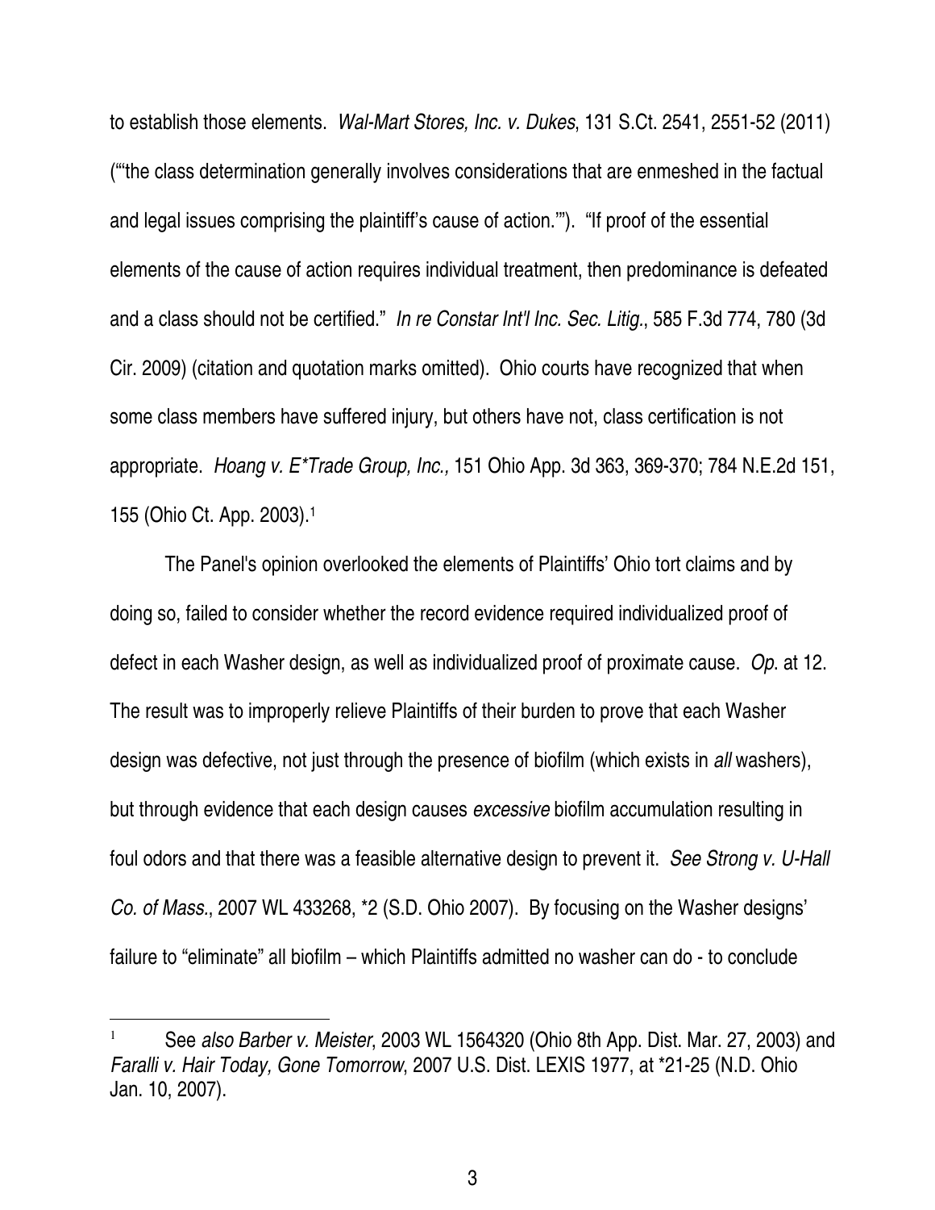to establish those elements. *Wal-Mart Stores, Inc. v. Dukes*, 131 S.Ct. 2541, 2551-52 (2011) ("'the class determination generally involves considerations that are enmeshed in the factual and legal issues comprising the plaintiff's cause of action.'"). "If proof of the essential elements of the cause of action requires individual treatment, then predominance is defeated and a class should not be certified." *In re Constar Int'l Inc. Sec. Litig.*, 585 F.3d 774, 780 (3d Cir. 2009) (citation and quotation marks omitted). Ohio courts have recognized that when some class members have suffered injury, but others have not, class certification is not appropriate. *Hoang v. E*Trade Group, Inc.,* 151 Ohio App. 3d 363, 369-370; 784 N.E.2d 151, 155 (Ohio Ct. App. 2003).[1]

The Panel's opinion overlooked the elements of Plaintiffs' Ohio tort claims and by doing so, failed to consider whether the record evidence required individualized proof of defect in each Washer design, as well as individualized proof of proximate cause. *Op.* at 12. The result was to improperly relieve Plaintiffs of their burden to prove that each Washer design was defective, not just through the presence of biofilm (which exists in *all* washers), but through evidence that each design causes *excessive* biofilm accumulation resulting in foul odors and that there was a feasible alternative design to prevent it. *See Strong v. U-Hall Co. of Mass.*, 2007 WL 433268, *2 (S.D. Ohio 2007). By focusing on the Washer designs' failure to "eliminate" all biofilm – which Plaintiffs admitted no washer can do - to conclude

[1] See *also Barber v. Meister*, 2003 WL 1564320 (Ohio 8th App. Dist. Mar. 27, 2003) and *Faralli v. Hair Today, Gone Tomorrow*, 2007 U.S. Dist. LEXIS 1977, at *21-25 (N.D. Ohio Jan. 10, 2007).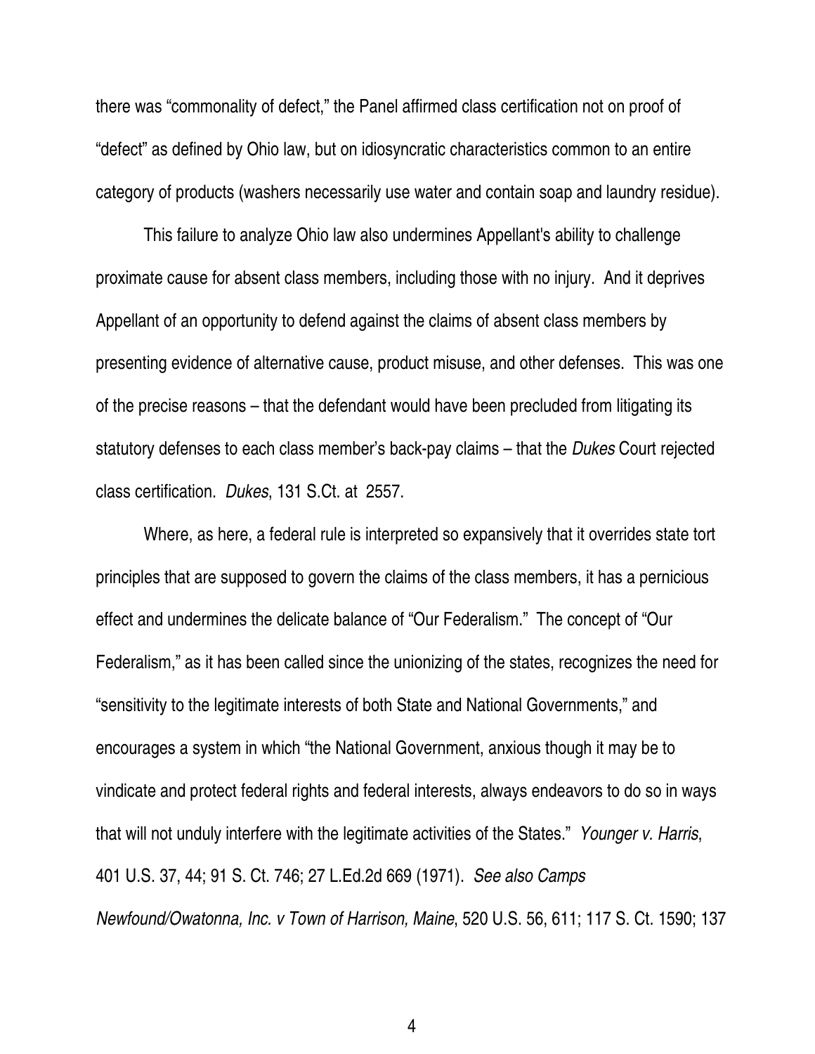there was "commonality of defect," the Panel affirmed class certification not on proof of "defect" as defined by Ohio law, but on idiosyncratic characteristics common to an entire category of products (washers necessarily use water and contain soap and laundry residue).

This failure to analyze Ohio law also undermines Appellant's ability to challenge proximate cause for absent class members, including those with no injury. And it deprives Appellant of an opportunity to defend against the claims of absent class members by presenting evidence of alternative cause, product misuse, and other defenses. This was one of the precise reasons – that the defendant would have been precluded from litigating its statutory defenses to each class member's back-pay claims – that the *Dukes* Court rejected class certification. *Dukes*, 131 S.Ct. at 2557.

Where, as here, a federal rule is interpreted so expansively that it overrides state tort principles that are supposed to govern the claims of the class members, it has a pernicious effect and undermines the delicate balance of "Our Federalism." The concept of "Our Federalism," as it has been called since the unionizing of the states, recognizes the need for "sensitivity to the legitimate interests of both State and National Governments," and encourages a system in which "the National Government, anxious though it may be to vindicate and protect federal rights and federal interests, always endeavors to do so in ways that will not unduly interfere with the legitimate activities of the States." *Younger v. Harris*, 401 U.S. 37, 44; 91 S. Ct. 746; 27 L.Ed.2d 669 (1971). *See also Camps Newfound/Owatonna, Inc. v Town of Harrison, Maine*, 520 U.S. 56, 611; 117 S. Ct. 1590; 137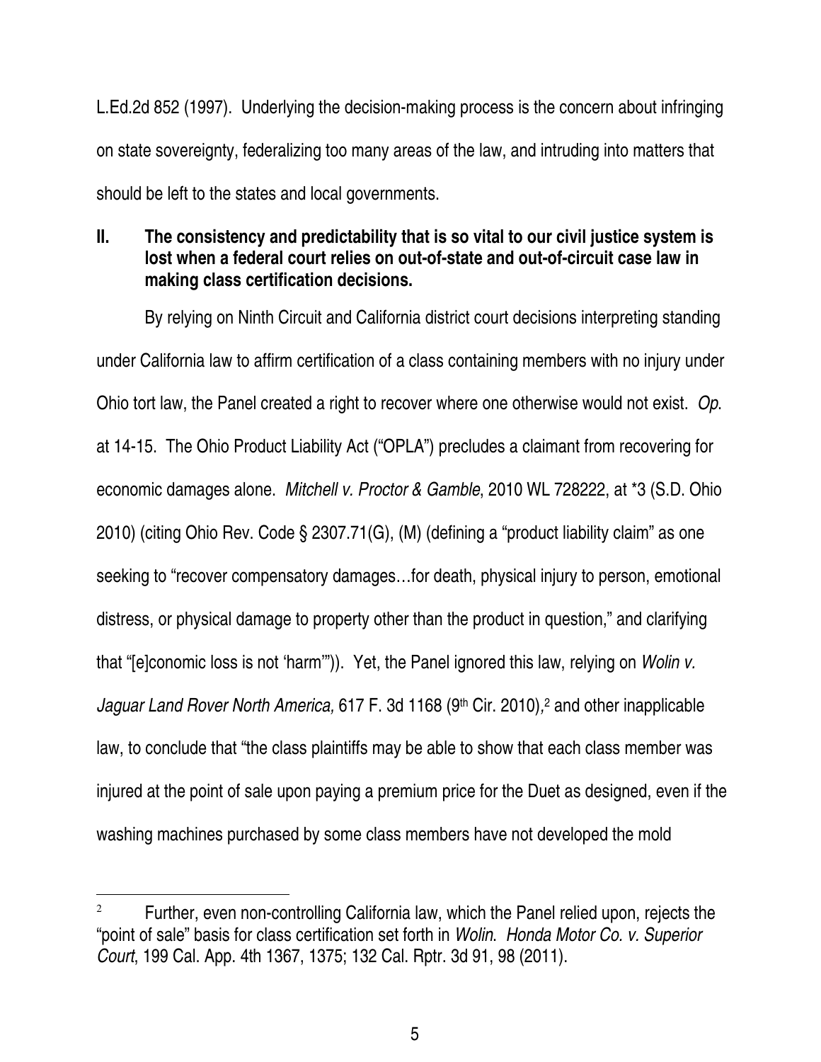L.Ed.2d 852 (1997). Underlying the decision-making process is the concern about infringing on state sovereignty, federalizing too many areas of the law, and intruding into matters that should be left to the states and local governments.

## II. The consistency and predictability that is so vital to our civil justice system is lost when a federal court relies on out-of-state and out-of-circuit case law in making class certification decisions.

By relying on Ninth Circuit and California district court decisions interpreting standing under California law to affirm certification of a class containing members with no injury under Ohio tort law, the Panel created a right to recover where one otherwise would not exist. *Op*. at 14-15. The Ohio Product Liability Act ("OPLA") precludes a claimant from recovering for economic damages alone. *Mitchell v. Proctor & Gamble*, 2010 WL 728222, at *3 (S.D. Ohio 2010) (citing Ohio Rev. Code § 2307.71(G), (M) (defining a "product liability claim" as one seeking to "recover compensatory damages…for death, physical injury to person, emotional distress, or physical damage to property other than the product in question," and clarifying that "[e]conomic loss is not 'harm'")). Yet, the Panel ignored this law, relying on *Wolin v. Jaguar Land Rover North America,* 617 F. 3d 1168 (9th Cir. 2010),[2] and other inapplicable law, to conclude that "the class plaintiffs may be able to show that each class member was injured at the point of sale upon paying a premium price for the Duet as designed, even if the washing machines purchased by some class members have not developed the mold

---

[2] Further, even non-controlling California law, which the Panel relied upon, rejects the "point of sale" basis for class certification set forth in *Wolin*. *Honda Motor Co. v. Superior Court*, 199 Cal. App. 4th 1367, 1375; 132 Cal. Rptr. 3d 91, 98 (2011).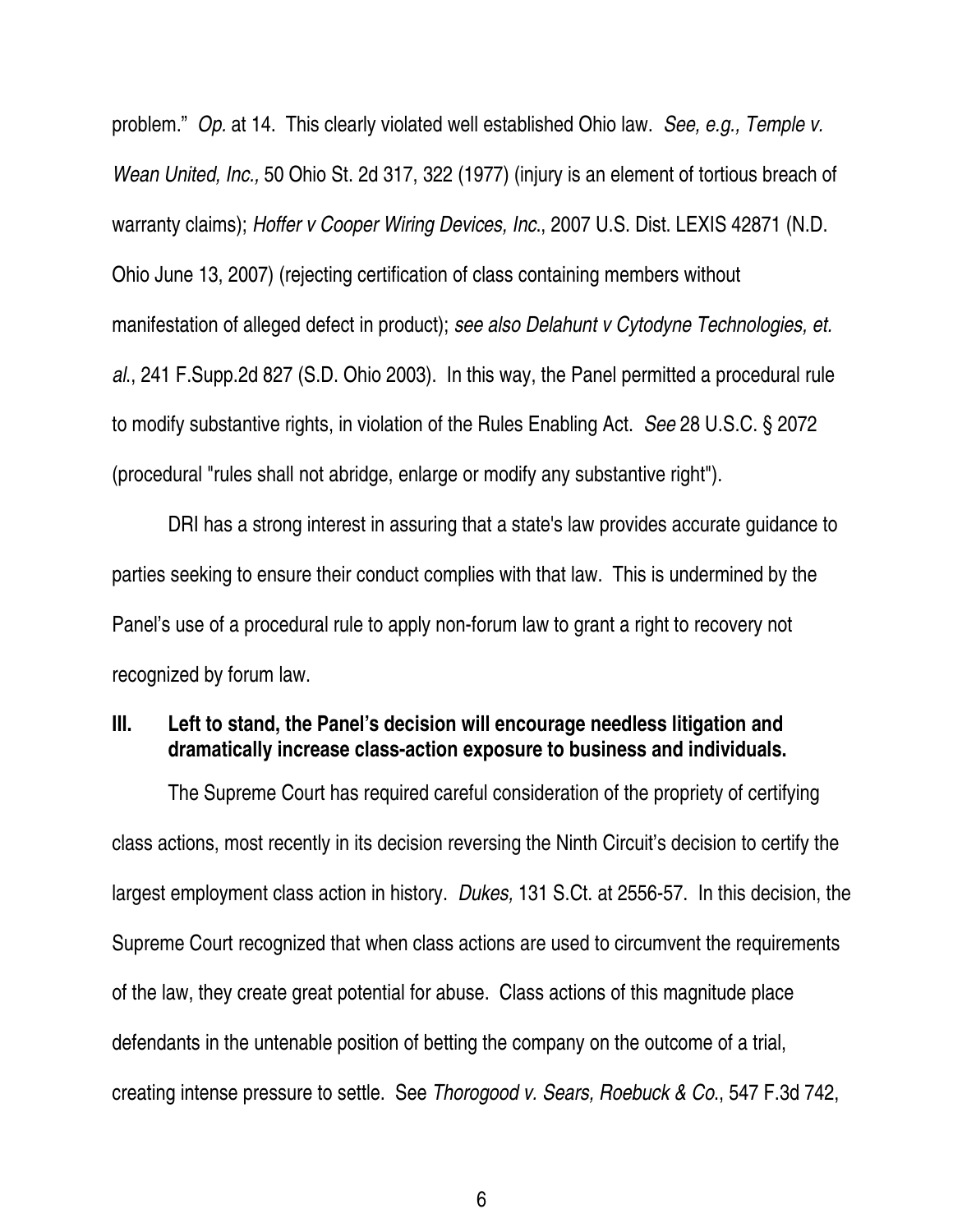problem." *Op.* at 14. This clearly violated well established Ohio law. *See, e.g., Temple v. Wean United, Inc.,* 50 Ohio St. 2d 317, 322 (1977) (injury is an element of tortious breach of warranty claims); *Hoffer v Cooper Wiring Devices, Inc.*, 2007 U.S. Dist. LEXIS 42871 (N.D. Ohio June 13, 2007) (rejecting certification of class containing members without manifestation of alleged defect in product); *see also Delahunt v Cytodyne Technologies, et. al.*, 241 F.Supp.2d 827 (S.D. Ohio 2003). In this way, the Panel permitted a procedural rule to modify substantive rights, in violation of the Rules Enabling Act. *See* 28 U.S.C. § 2072 (procedural "rules shall not abridge, enlarge or modify any substantive right").

DRI has a strong interest in assuring that a state's law provides accurate guidance to parties seeking to ensure their conduct complies with that law. This is undermined by the Panel's use of a procedural rule to apply non-forum law to grant a right to recovery not recognized by forum law.

## III. Left to stand, the Panel's decision will encourage needless litigation and dramatically increase class-action exposure to business and individuals.

The Supreme Court has required careful consideration of the propriety of certifying class actions, most recently in its decision reversing the Ninth Circuit's decision to certify the largest employment class action in history. *Dukes,* 131 S.Ct. at 2556-57. In this decision, the Supreme Court recognized that when class actions are used to circumvent the requirements of the law, they create great potential for abuse. Class actions of this magnitude place defendants in the untenable position of betting the company on the outcome of a trial, creating intense pressure to settle. See *Thorogood v. Sears, Roebuck & Co.*, 547 F.3d 742,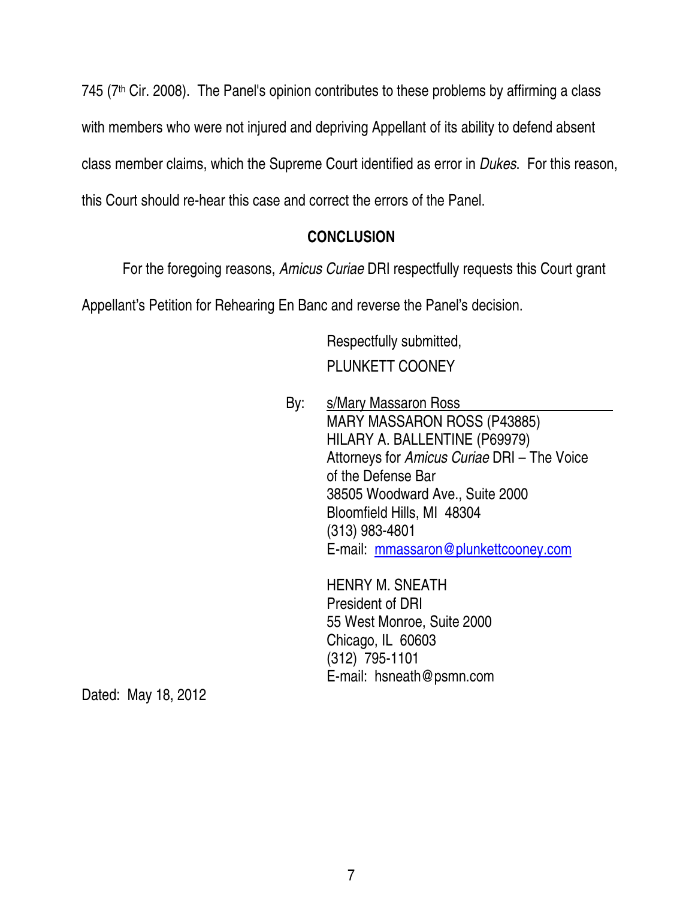745 (7th Cir. 2008). The Panel's opinion contributes to these problems by affirming a class with members who were not injured and depriving Appellant of its ability to defend absent class member claims, which the Supreme Court identified as error in *Dukes*. For this reason, this Court should re-hear this case and correct the errors of the Panel.

## CONCLUSION

For the foregoing reasons, *Amicus Curiae* DRI respectfully requests this Court grant Appellant's Petition for Rehearing En Banc and reverse the Panel's decision.

Respectfully submitted,
PLUNKETT COONEY

By: s/Mary Massaron Ross
MARY MASSARON ROSS (P43885)
HILARY A. BALLENTINE (P69979)
Attorneys for *Amicus Curiae* DRI – The Voice of the Defense Bar
38505 Woodward Ave., Suite 2000
Bloomfield Hills, MI 48304
(313) 983-4801
E-mail: mmassaron@plunkettcooney.com

HENRY M. SNEATH
President of DRI
55 West Monroe, Suite 2000
Chicago, IL 60603
(312) 795-1101
E-mail: hsneath@psmn.com

Dated: May 18, 2012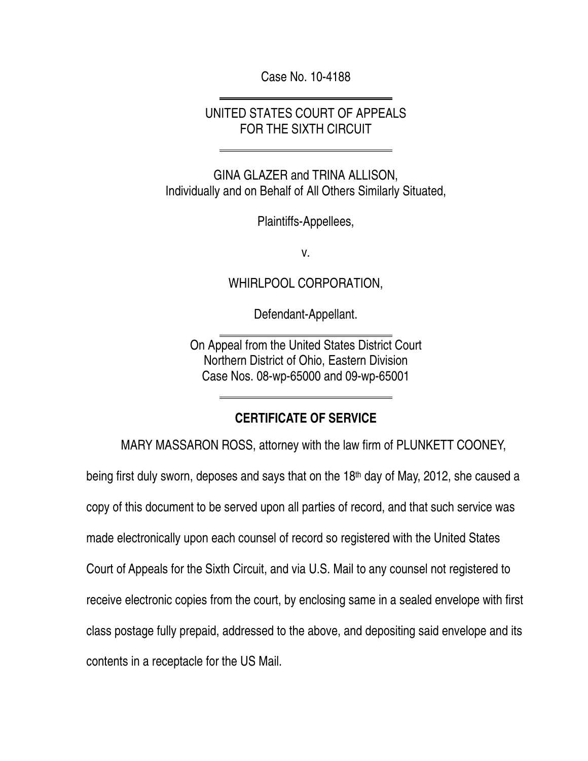Case No. 10-4188

UNITED STATES COURT OF APPEALS
FOR THE SIXTH CIRCUIT

GINA GLAZER and TRINA ALLISON,
Individually and on Behalf of All Others Similarly Situated,

Plaintiffs-Appellees,

v.

WHIRLPOOL CORPORATION,

Defendant-Appellant.

On Appeal from the United States District Court
Northern District of Ohio, Eastern Division
Case Nos. 08-wp-65000 and 09-wp-65001

**CERTIFICATE OF SERVICE**

MARY MASSARON ROSS, attorney with the law firm of PLUNKETT COONEY, being first duly sworn, deposes and says that on the 18th day of May, 2012, she caused a copy of this document to be served upon all parties of record, and that such service was made electronically upon each counsel of record so registered with the United States Court of Appeals for the Sixth Circuit, and via U.S. Mail to any counsel not registered to receive electronic copies from the court, by enclosing same in a sealed envelope with first class postage fully prepaid, addressed to the above, and depositing said envelope and its contents in a receptacle for the US Mail.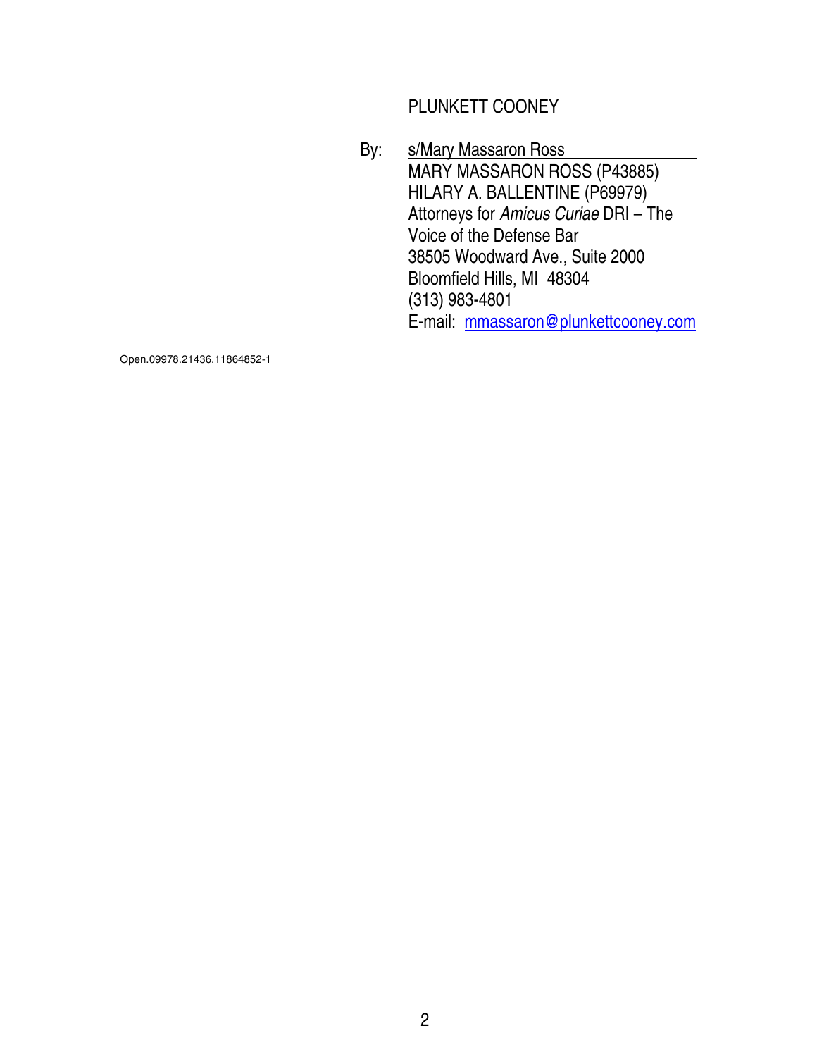PLUNKETT COONEY

By: s/Mary Massaron Ross
MARY MASSARON ROSS (P43885)
HILARY A. BALLENTINE (P69979)
Attorneys for *Amicus Curiae* DRI – The Voice of the Defense Bar
38505 Woodward Ave., Suite 2000
Bloomfield Hills, MI 48304
(313) 983-4801
E-mail: mmassaron@plunkettcooney.com

Open.09978.21436.11864852-1